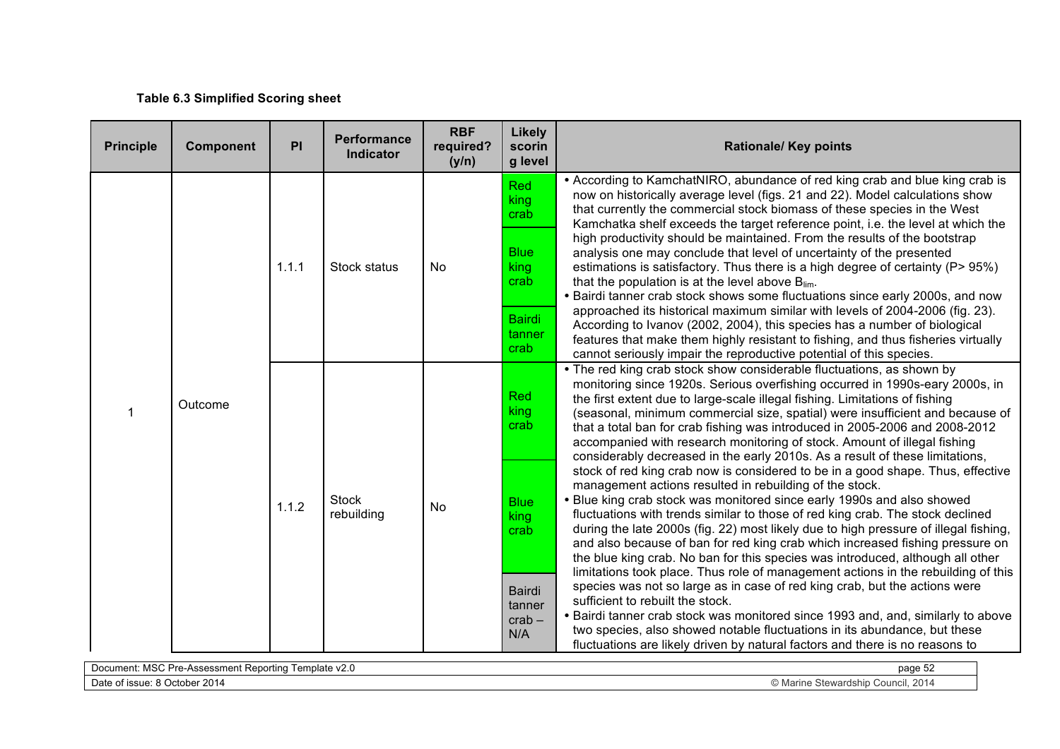**Table 6.3 Simplified Scoring sheet**

| Principle | Component | PI | Performance Indicator | RBF required? (y/n) | Likely scoring level | Rationale/ Key points |
|---|---|---|---|---|---|---|
| 1 | Outcome | 1.1.1 | Stock status | No | Red king crab<br>Blue king crab<br>Bairdi tanner crab | • According to KamchatNIRO, abundance of red king crab and blue king crab is now on historically average level (figs. 21 and 22). Model calculations show that currently the commercial stock biomass of these species in the West Kamchatka shelf exceeds the target reference point, i.e. the level at which the high productivity should be maintained. From the results of the bootstrap analysis one may conclude that level of uncertainty of the presented estimations is satisfactory. Thus there is a high degree of certainty (P> 95%) that the population is at the level above $B_{lim}$.<br>• Bairdi tanner crab stock shows some fluctuations since early 2000s, and now approached its historical maximum similar with levels of 2004-2006 (fig. 23). According to Ivanov (2002, 2004), this species has a number of biological features that make them highly resistant to fishing, and thus fisheries virtually cannot seriously impair the reproductive potential of this species. |
| | | 1.1.2 | Stock rebuilding | No | Red king crab<br>Blue king crab<br>Bairdi tanner crab – N/A | • The red king crab stock show considerable fluctuations, as shown by monitoring since 1920s. Serious overfishing occurred in 1990s-eary 2000s, in the first extent due to large-scale illegal fishing. Limitations of fishing (seasonal, minimum commercial size, spatial) were insufficient and because of that a total ban for crab fishing was introduced in 2005-2006 and 2008-2012 accompanied with research monitoring of stock. Amount of illegal fishing considerably decreased in the early 2010s. As a result of these limitations, stock of red king crab now is considered to be in a good shape. Thus, effective management actions resulted in rebuilding of the stock.<br>• Blue king crab stock was monitored since early 1990s and also showed fluctuations with trends similar to those of red king crab. The stock declined during the late 2000s (fig. 22) most likely due to high pressure of illegal fishing, and also because of ban for red king crab which increased fishing pressure on the blue king crab. No ban for this species was introduced, although all other limitations took place. Thus role of management actions in the rebuilding of this species was not so large as in case of red king crab, but the actions were sufficient to rebuilt the stock.<br>• Bairdi tanner crab stock was monitored since 1993 and, and, similarly to above two species, also showed notable fluctuations in its abundance, but these fluctuations are likely driven by natural factors and there is no reasons to |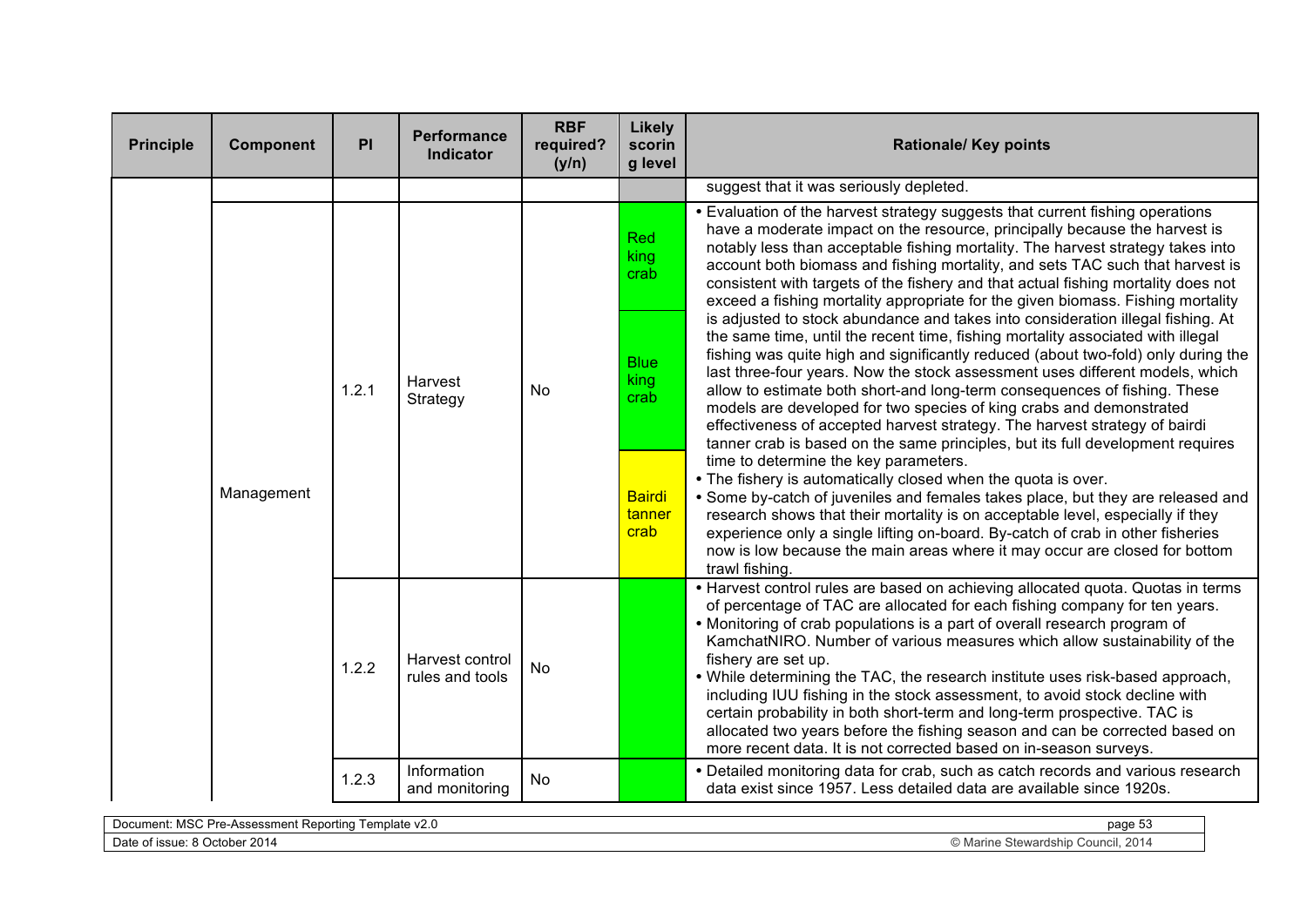| Principle | Component | PI | Performance Indicator | RBF required? (y/n) | Likely scoring level | Rationale/ Key points |
|---|---|---|---|---|---|---|
| | | | | | | suggest that it was seriously depleted. |
| | Management | 1.2.1 | Harvest Strategy | No | Red king crab; Blue king crab; Bairdi tanner crab | • Evaluation of the harvest strategy suggests that current fishing operations have a moderate impact on the resource, principally because the harvest is notably less than acceptable fishing mortality. The harvest strategy takes into account both biomass and fishing mortality, and sets TAC such that harvest is consistent with targets of the fishery and that actual fishing mortality does not exceed a fishing mortality appropriate for the given biomass. Fishing mortality is adjusted to stock abundance and takes into consideration illegal fishing. At the same time, until the recent time, fishing mortality associated with illegal fishing was quite high and significantly reduced (about two-fold) only during the last three-four years. Now the stock assessment uses different models, which allow to estimate both short-and long-term consequences of fishing. These models are developed for two species of king crabs and demonstrated effectiveness of accepted harvest strategy. The harvest strategy of bairdi tanner crab is based on the same principles, but its full development requires time to determine the key parameters.<br>• The fishery is automatically closed when the quota is over.<br>• Some by-catch of juveniles and females takes place, but they are released and research shows that their mortality is on acceptable level, especially if they experience only a single lifting on-board. By-catch of crab in other fisheries now is low because the main areas where it may occur are closed for bottom trawl fishing. |
| | | 1.2.2 | Harvest control rules and tools | No | | • Harvest control rules are based on achieving allocated quota. Quotas in terms of percentage of TAC are allocated for each fishing company for ten years.<br>• Monitoring of crab populations is a part of overall research program of KamchatNIRO. Number of various measures which allow sustainability of the fishery are set up.<br>• While determining the TAC, the research institute uses risk-based approach, including IUU fishing in the stock assessment, to avoid stock decline with certain probability in both short-term and long-term prospective. TAC is allocated two years before the fishing season and can be corrected based on more recent data. It is not corrected based on in-season surveys. |
| | | 1.2.3 | Information and monitoring | No | | • Detailed monitoring data for crab, such as catch records and various research data exist since 1957. Less detailed data are available since 1920s. |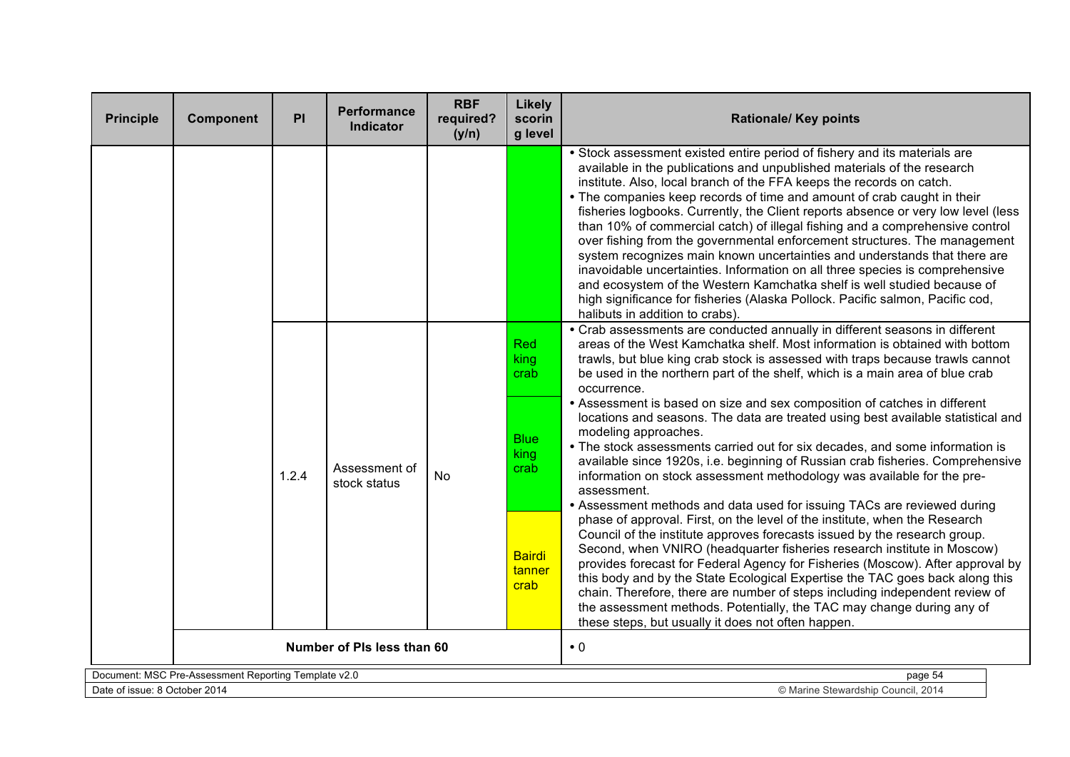| Principle | Component | PI | Performance Indicator | RBF required? (y/n) | Likely scoring level | Rationale/ Key points |
|---|---|---|---|---|---|---|
| | | | | | | • Stock assessment existed entire period of fishery and its materials are available in the publications and unpublished materials of the research institute. Also, local branch of the FFA keeps the records on catch.<br>• The companies keep records of time and amount of crab caught in their fisheries logbooks. Currently, the Client reports absence or very low level (less than 10% of commercial catch) of illegal fishing and a comprehensive control over fishing from the governmental enforcement structures. The management system recognizes main known uncertainties and understands that there are inavoidable uncertainties. Information on all three species is comprehensive and ecosystem of the Western Kamchatka shelf is well studied because of high significance for fisheries (Alaska Pollock. Pacific salmon, Pacific cod, halibuts in addition to crabs). |
| | | 1.2.4 | Assessment of stock status | No | Red king crab<br>Blue king crab<br>Bairdi tanner crab | • Crab assessments are conducted annually in different seasons in different areas of the West Kamchatka shelf. Most information is obtained with bottom trawls, but blue king crab stock is assessed with traps because trawls cannot be used in the northern part of the shelf, which is a main area of blue crab occurrence.<br>• Assessment is based on size and sex composition of catches in different locations and seasons. The data are treated using best available statistical and modeling approaches.<br>• The stock assessments carried out for six decades, and some information is available since 1920s, i.e. beginning of Russian crab fisheries. Comprehensive information on stock assessment methodology was available for the pre-assessment.<br>• Assessment methods and data used for issuing TACs are reviewed during phase of approval. First, on the level of the institute, when the Research Council of the institute approves forecasts issued by the research group. Second, when VNIRO (headquarter fisheries research institute in Moscow) provides forecast for Federal Agency for Fisheries (Moscow). After approval by this body and by the State Ecological Expertise the TAC goes back along this chain. Therefore, there are number of steps including independent review of the assessment methods. Potentially, the TAC may change during any of these steps, but usually it does not often happen. |
| | Number of PIs less than 60 | | | | | • 0 |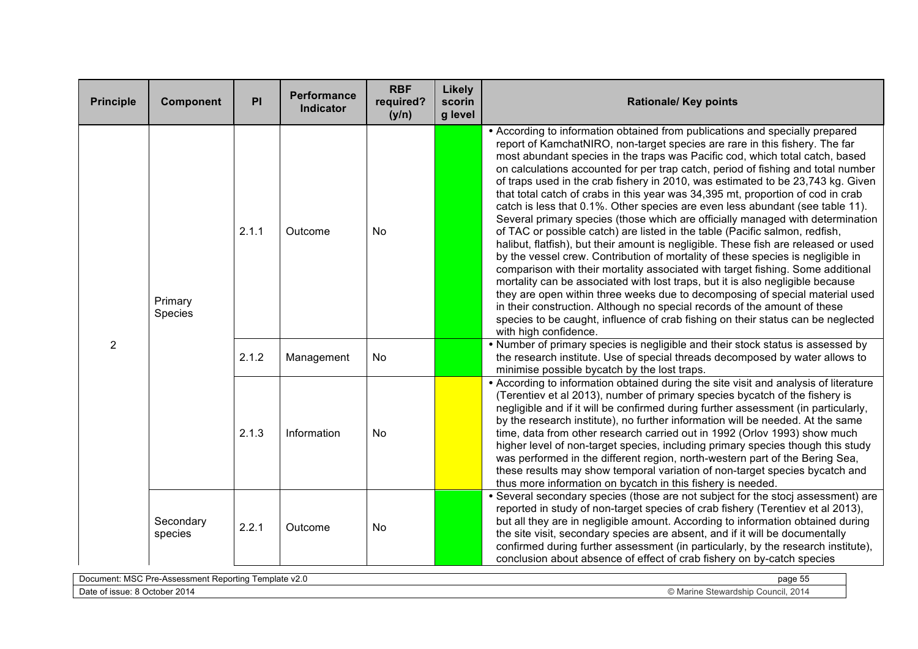| Principle | Component | PI | Performance Indicator | RBF required? (y/n) | Likely scorin g level | Rationale/ Key points |
|---|---|---|---|---|---|---|
| 2 | Primary Species | 2.1.1 | Outcome | No | | • According to information obtained from publications and specially prepared report of KamchatNIRO, non-target species are rare in this fishery. The far most abundant species in the traps was Pacific cod, which total catch, based on calculations accounted for per trap catch, period of fishing and total number of traps used in the crab fishery in 2010, was estimated to be 23,743 kg. Given that total catch of crabs in this year was 34,395 mt, proportion of cod in crab catch is less that 0.1%. Other species are even less abundant (see table 11). Several primary species (those which are officially managed with determination of TAC or possible catch) are listed in the table (Pacific salmon, redfish, halibut, flatfish), but their amount is negligible. These fish are released or used by the vessel crew. Contribution of mortality of these species is negligible in comparison with their mortality associated with target fishing. Some additional mortality can be associated with lost traps, but it is also negligible because they are open within three weeks due to decomposing of special material used in their construction. Although no special records of the amount of these species to be caught, influence of crab fishing on their status can be neglected with high confidence. |
| | | 2.1.2 | Management | No | | • Number of primary species is negligible and their stock status is assessed by the research institute. Use of special threads decomposed by water allows to minimise possible bycatch by the lost traps. |
| | | 2.1.3 | Information | No | | • According to information obtained during the site visit and analysis of literature (Terentiev et al 2013), number of primary species bycatch of the fishery is negligible and if it will be confirmed during further assessment (in particularly, by the research institute), no further information will be needed. At the same time, data from other research carried out in 1992 (Orlov 1993) show much higher level of non-target species, including primary species though this study was performed in the different region, north-western part of the Bering Sea, these results may show temporal variation of non-target species bycatch and thus more information on bycatch in this fishery is needed. |
| | Secondary species | 2.2.1 | Outcome | No | | • Several secondary species (those are not subject for the stocj assessment) are reported in study of non-target species of crab fishery (Terentiev et al 2013), but all they are in negligible amount. According to information obtained during the site visit, secondary species are absent, and if it will be documentally confirmed during further assessment (in particularly, by the research institute), conclusion about absence of effect of crab fishery on by-catch species |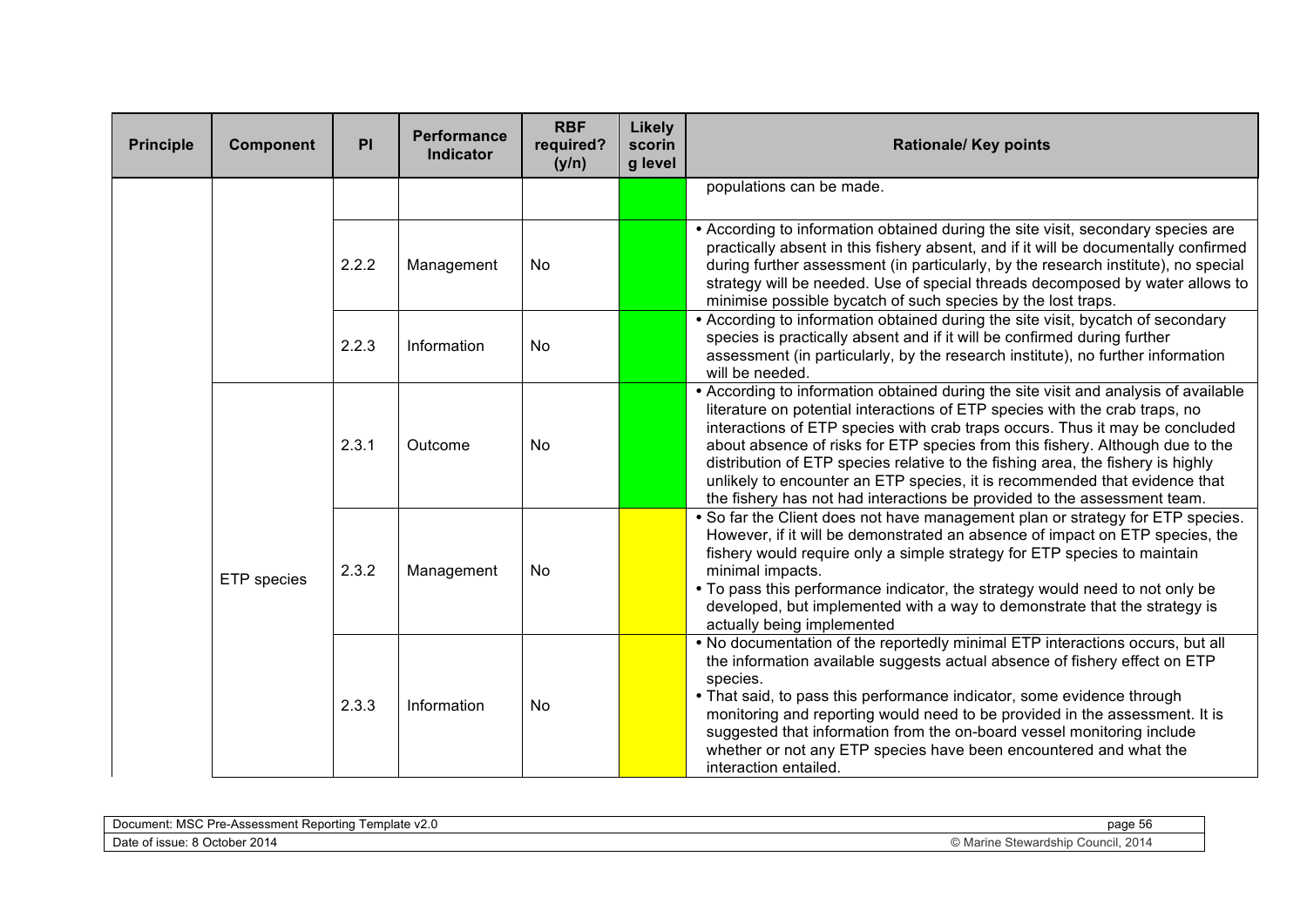| Principle | Component | PI | Performance Indicator | RBF required? (y/n) | Likely scoring level | Rationale/ Key points |
|---|---|---|---|---|---|---|
| | | | | | Green | populations can be made. |
| | | 2.2.2 | Management | No | Green | • According to information obtained during the site visit, secondary species are practically absent in this fishery absent, and if it will be documentally confirmed during further assessment (in particularly, by the research institute), no special strategy will be needed. Use of special threads decomposed by water allows to minimise possible bycatch of such species by the lost traps. |
| | | 2.2.3 | Information | No | Green | • According to information obtained during the site visit, bycatch of secondary species is practically absent and if it will be confirmed during further assessment (in particularly, by the research institute), no further information will be needed. |
| | ETP species | 2.3.1 | Outcome | No | Green | • According to information obtained during the site visit and analysis of available literature on potential interactions of ETP species with the crab traps, no interactions of ETP species with crab traps occurs. Thus it may be concluded about absence of risks for ETP species from this fishery. Although due to the distribution of ETP species relative to the fishing area, the fishery is highly unlikely to encounter an ETP species, it is recommended that evidence that the fishery has not had interactions be provided to the assessment team. |
| | | 2.3.2 | Management | No | Yellow | • So far the Client does not have management plan or strategy for ETP species. However, if it will be demonstrated an absence of impact on ETP species, the fishery would require only a simple strategy for ETP species to maintain minimal impacts.<br>• To pass this performance indicator, the strategy would need to not only be developed, but implemented with a way to demonstrate that the strategy is actually being implemented |
| | | 2.3.3 | Information | No | Yellow | • No documentation of the reportedly minimal ETP interactions occurs, but all the information available suggests actual absence of fishery effect on ETP species.<br>• That said, to pass this performance indicator, some evidence through monitoring and reporting would need to be provided in the assessment. It is suggested that information from the on-board vessel monitoring include whether or not any ETP species have been encountered and what the interaction entailed. |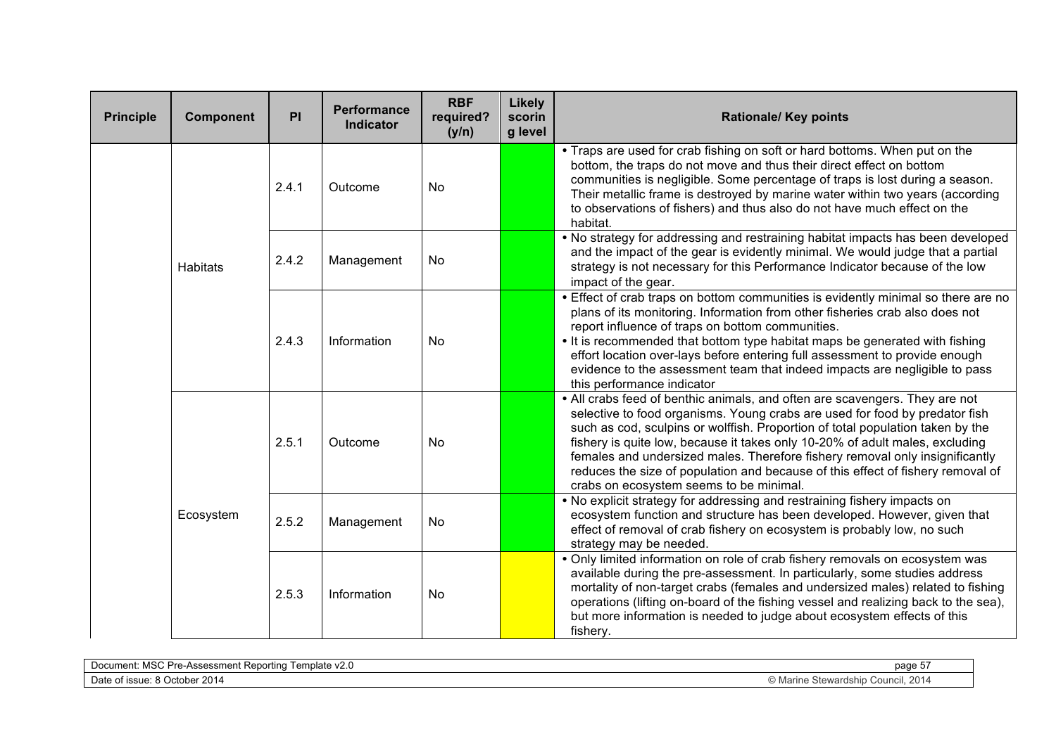| Principle | Component | PI | Performance Indicator | RBF required? (y/n) | Likely scoring level | Rationale/ Key points |
|---|---|---|---|---|---|---|
| | Habitats | 2.4.1 | Outcome | No | | • Traps are used for crab fishing on soft or hard bottoms. When put on the bottom, the traps do not move and thus their direct effect on bottom communities is negligible. Some percentage of traps is lost during a season. Their metallic frame is destroyed by marine water within two years (according to observations of fishers) and thus also do not have much effect on the habitat. |
| | | 2.4.2 | Management | No | | • No strategy for addressing and restraining habitat impacts has been developed and the impact of the gear is evidently minimal. We would judge that a partial strategy is not necessary for this Performance Indicator because of the low impact of the gear. |
| | | 2.4.3 | Information | No | | • Effect of crab traps on bottom communities is evidently minimal so there are no plans of its monitoring. Information from other fisheries crab also does not report influence of traps on bottom communities.<br>• It is recommended that bottom type habitat maps be generated with fishing effort location over-lays before entering full assessment to provide enough evidence to the assessment team that indeed impacts are negligible to pass this performance indicator |
| | Ecosystem | 2.5.1 | Outcome | No | | • All crabs feed of benthic animals, and often are scavengers. They are not selective to food organisms. Young crabs are used for food by predator fish such as cod, sculpins or wolffish. Proportion of total population taken by the fishery is quite low, because it takes only 10-20% of adult males, excluding females and undersized males. Therefore fishery removal only insignificantly reduces the size of population and because of this effect of fishery removal of crabs on ecosystem seems to be minimal. |
| | | 2.5.2 | Management | No | | • No explicit strategy for addressing and restraining fishery impacts on ecosystem function and structure has been developed. However, given that effect of removal of crab fishery on ecosystem is probably low, no such strategy may be needed. |
| | | 2.5.3 | Information | No | | • Only limited information on role of crab fishery removals on ecosystem was available during the pre-assessment. In particularly, some studies address mortality of non-target crabs (females and undersized males) related to fishing operations (lifting on-board of the fishing vessel and realizing back to the sea), but more information is needed to judge about ecosystem effects of this fishery. |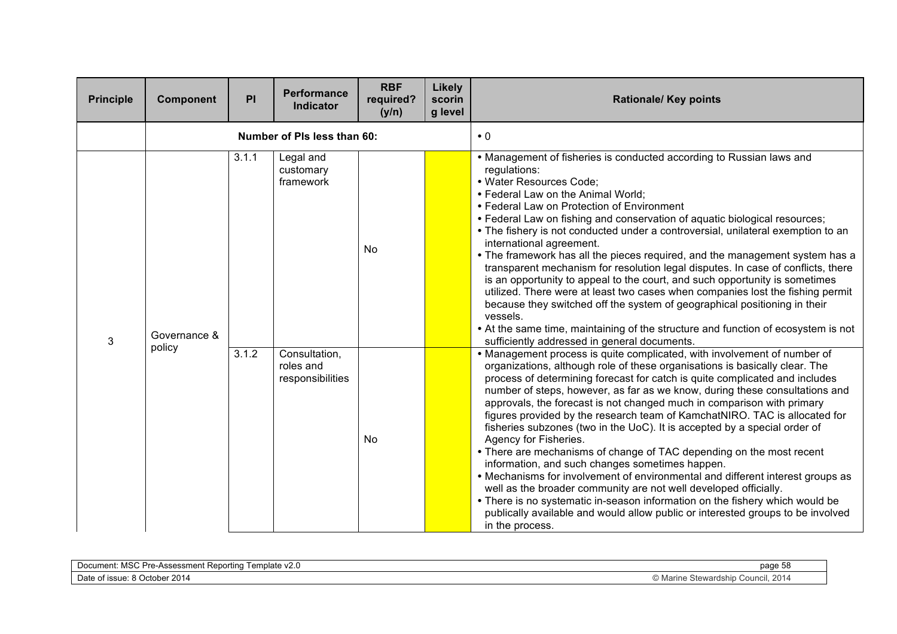| Principle | Component | PI | Performance Indicator | RBF required? (y/n) | Likely scoring level | Rationale/ Key points |
|---|---|---|---|---|---|---|
| | Number of PIs less than 60: | | | | | • 0 |
| 3 | Governance & policy | 3.1.1 | Legal and customary framework | No | | • Management of fisheries is conducted according to Russian laws and regulations:<br>• Water Resources Code;<br>• Federal Law on the Animal World;<br>• Federal Law on Protection of Environment<br>• Federal Law on fishing and conservation of aquatic biological resources;<br>• The fishery is not conducted under a controversial, unilateral exemption to an international agreement.<br>• The framework has all the pieces required, and the management system has a transparent mechanism for resolution legal disputes. In case of conflicts, there is an opportunity to appeal to the court, and such opportunity is sometimes utilized. There were at least two cases when companies lost the fishing permit because they switched off the system of geographical positioning in their vessels.<br>• At the same time, maintaining of the structure and function of ecosystem is not sufficiently addressed in general documents. |
| | | 3.1.2 | Consultation, roles and responsibilities | No | | • Management process is quite complicated, with involvement of number of organizations, although role of these organisations is basically clear. The process of determining forecast for catch is quite complicated and includes number of steps, however, as far as we know, during these consultations and approvals, the forecast is not changed much in comparison with primary figures provided by the research team of KamchatNIRO. TAC is allocated for fisheries subzones (two in the UoC). It is accepted by a special order of Agency for Fisheries.<br>• There are mechanisms of change of TAC depending on the most recent information, and such changes sometimes happen.<br>• Mechanisms for involvement of environmental and different interest groups as well as the broader community are not well developed officially.<br>• There is no systematic in-season information on the fishery which would be publically available and would allow public or interested groups to be involved in the process. |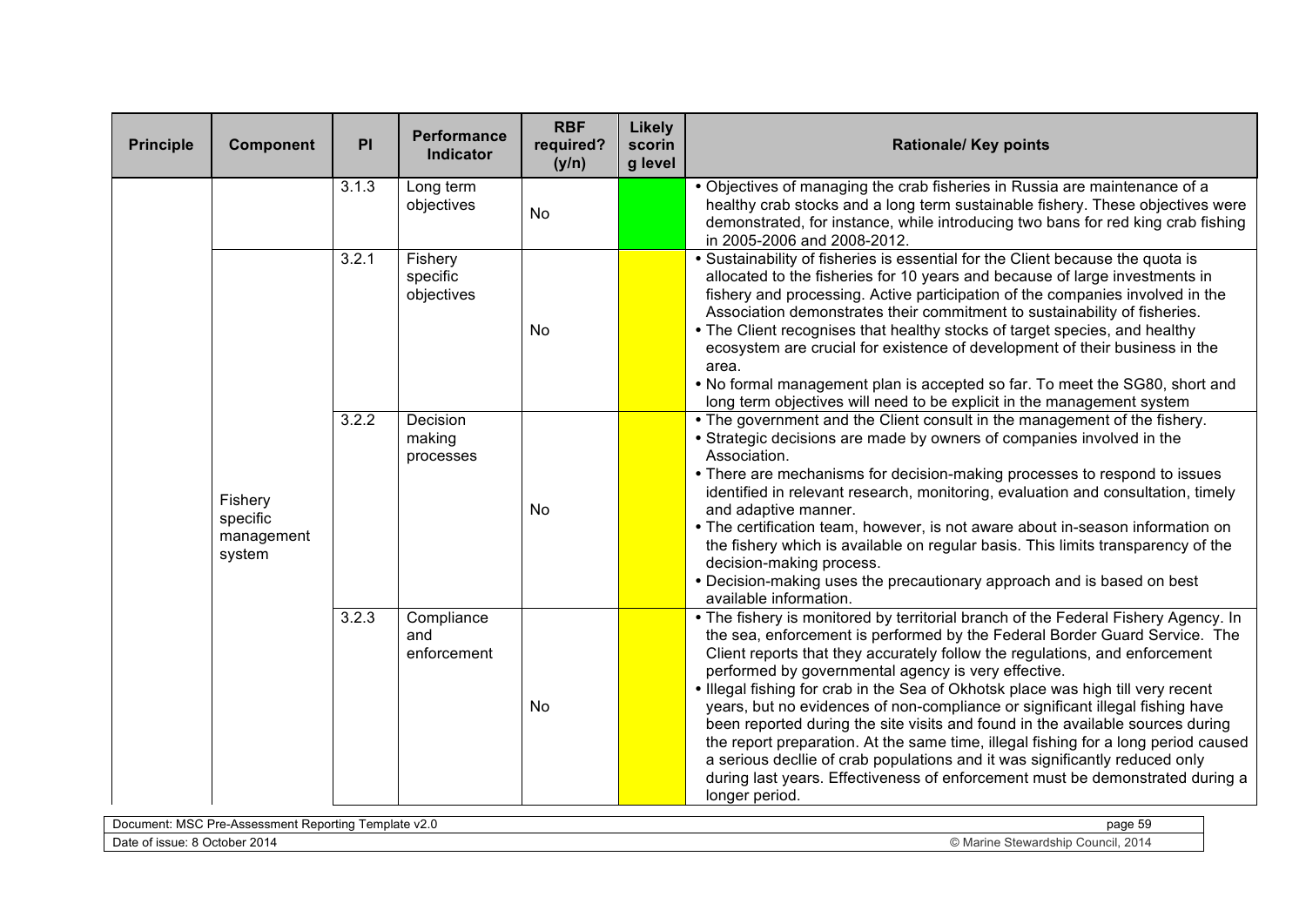| Principle | Component | PI | Performance Indicator | RBF required? (y/n) | Likely scoring level | Rationale/ Key points |
|---|---|---|---|---|---|---|
| | | 3.1.3 | Long term objectives | No | | • Objectives of managing the crab fisheries in Russia are maintenance of a healthy crab stocks and a long term sustainable fishery. These objectives were demonstrated, for instance, while introducing two bans for red king crab fishing in 2005-2006 and 2008-2012. |
| | Fishery specific management system | 3.2.1 | Fishery specific objectives | No | | • Sustainability of fisheries is essential for the Client because the quota is allocated to the fisheries for 10 years and because of large investments in fishery and processing. Active participation of the companies involved in the Association demonstrates their commitment to sustainability of fisheries. <br>• The Client recognises that healthy stocks of target species, and healthy ecosystem are crucial for existence of development of their business in the area. <br>• No formal management plan is accepted so far. To meet the SG80, short and long term objectives will need to be explicit in the management system |
| | | 3.2.2 | Decision making processes | No | | • The government and the Client consult in the management of the fishery. <br>• Strategic decisions are made by owners of companies involved in the Association. <br>• There are mechanisms for decision-making processes to respond to issues identified in relevant research, monitoring, evaluation and consultation, timely and adaptive manner. <br>• The certification team, however, is not aware about in-season information on the fishery which is available on regular basis. This limits transparency of the decision-making process. <br>• Decision-making uses the precautionary approach and is based on best available information. |
| | | 3.2.3 | Compliance and enforcement | No | | • The fishery is monitored by territorial branch of the Federal Fishery Agency. In the sea, enforcement is performed by the Federal Border Guard Service. The Client reports that they accurately follow the regulations, and enforcement performed by governmental agency is very effective. <br>• Illegal fishing for crab in the Sea of Okhotsk place was high till very recent years, but no evidences of non-compliance or significant illegal fishing have been reported during the site visits and found in the available sources during the report preparation. At the same time, illegal fishing for a long period caused a serious decllie of crab populations and it was significantly reduced only during last years. Effectiveness of enforcement must be demonstrated during a longer period. |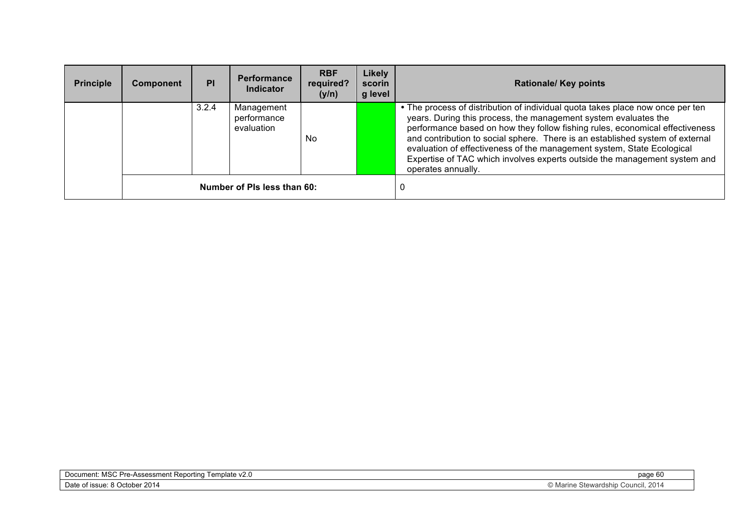| Principle | Component | PI | Performance Indicator | RBF required? (y/n) | Likely scoring level | Rationale/ Key points |
|---|---|---|---|---|---|---|
| | | 3.2.4 | Management performance evaluation | No | | • The process of distribution of individual quota takes place now once per ten years. During this process, the management system evaluates the performance based on how they follow fishing rules, economical effectiveness and contribution to social sphere. There is an established system of external evaluation of effectiveness of the management system, State Ecological Expertise of TAC which involves experts outside the management system and operates annually. |
| | **Number of PIs less than 60:** | | | | | 0 |